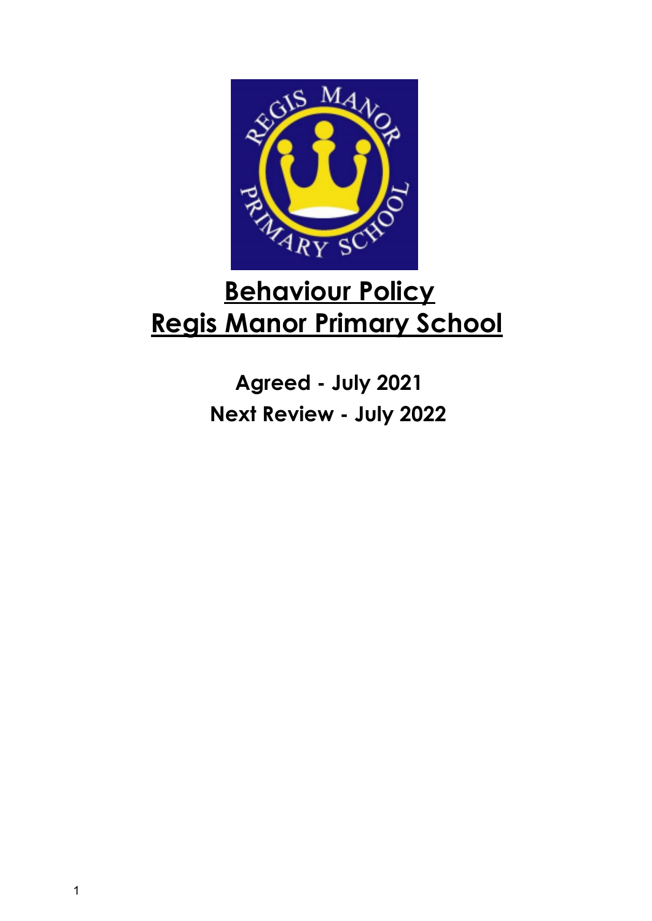# Behaviour Policy

# Regis Manor Primary School

**Agreed - July 2021**

**Next Review - July 2022**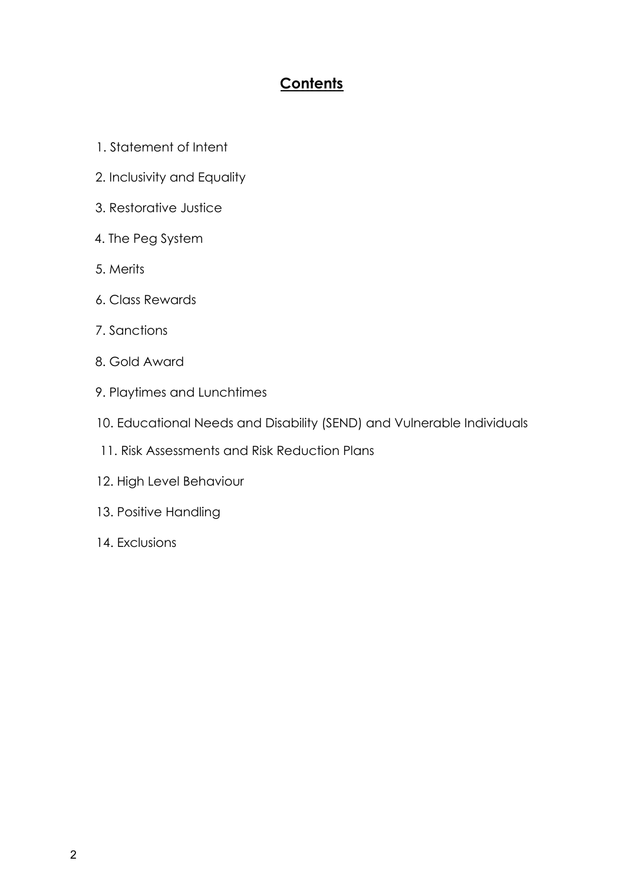## Contents

1. Statement of Intent
2. Inclusivity and Equality
3. Restorative Justice
4. The Peg System
5. Merits
6. Class Rewards
7. Sanctions
8. Gold Award
9. Playtimes and Lunchtimes
10. Educational Needs and Disability (SEND) and Vulnerable Individuals
11. Risk Assessments and Risk Reduction Plans
12. High Level Behaviour
13. Positive Handling
14. Exclusions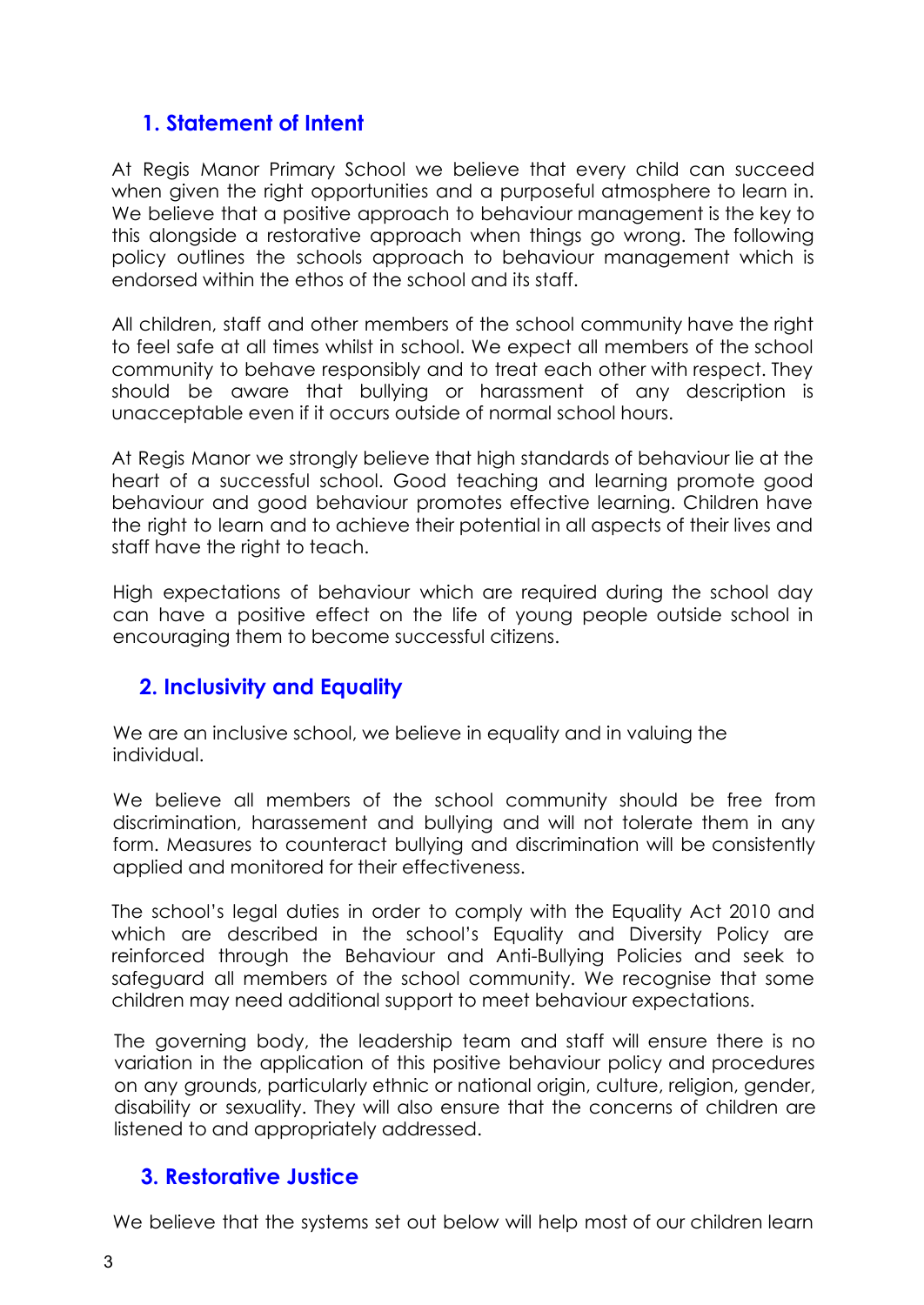## 1. Statement of Intent

At Regis Manor Primary School we believe that every child can succeed when given the right opportunities and a purposeful atmosphere to learn in. We believe that a positive approach to behaviour management is the key to this alongside a restorative approach when things go wrong. The following policy outlines the schools approach to behaviour management which is endorsed within the ethos of the school and its staff.

All children, staff and other members of the school community have the right to feel safe at all times whilst in school. We expect all members of the school community to behave responsibly and to treat each other with respect. They should be aware that bullying or harassment of any description is unacceptable even if it occurs outside of normal school hours.

At Regis Manor we strongly believe that high standards of behaviour lie at the heart of a successful school. Good teaching and learning promote good behaviour and good behaviour promotes effective learning. Children have the right to learn and to achieve their potential in all aspects of their lives and staff have the right to teach.

High expectations of behaviour which are required during the school day can have a positive effect on the life of young people outside school in encouraging them to become successful citizens.

## 2. Inclusivity and Equality

We are an inclusive school, we believe in equality and in valuing the individual.

We believe all members of the school community should be free from discrimination, harassement and bullying and will not tolerate them in any form. Measures to counteract bullying and discrimination will be consistently applied and monitored for their effectiveness.

The school's legal duties in order to comply with the Equality Act 2010 and which are described in the school's Equality and Diversity Policy are reinforced through the Behaviour and Anti-Bullying Policies and seek to safeguard all members of the school community. We recognise that some children may need additional support to meet behaviour expectations.

The governing body, the leadership team and staff will ensure there is no variation in the application of this positive behaviour policy and procedures on any grounds, particularly ethnic or national origin, culture, religion, gender, disability or sexuality. They will also ensure that the concerns of children are listened to and appropriately addressed.

## 3. Restorative Justice

We believe that the systems set out below will help most of our children learn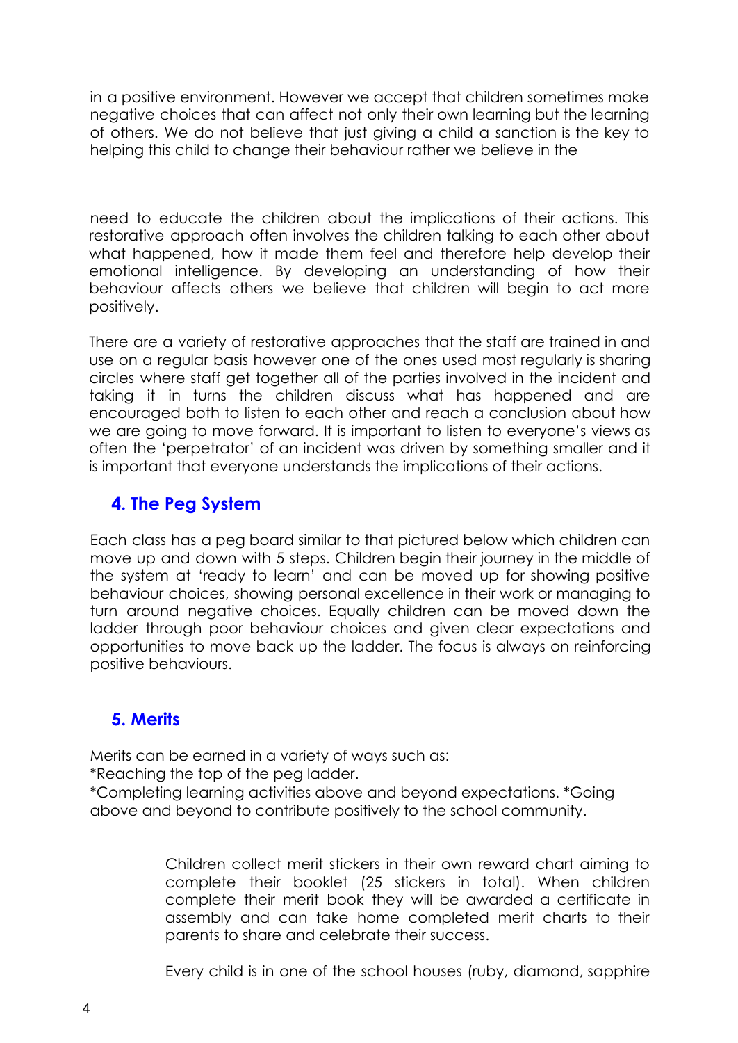in a positive environment. However we accept that children sometimes make negative choices that can affect not only their own learning but the learning of others. We do not believe that just giving a child a sanction is the key to helping this child to change their behaviour rather we believe in the

need to educate the children about the implications of their actions. This restorative approach often involves the children talking to each other about what happened, how it made them feel and therefore help develop their emotional intelligence. By developing an understanding of how their behaviour affects others we believe that children will begin to act more positively.

There are a variety of restorative approaches that the staff are trained in and use on a regular basis however one of the ones used most regularly is sharing circles where staff get together all of the parties involved in the incident and taking it in turns the children discuss what has happened and are encouraged both to listen to each other and reach a conclusion about how we are going to move forward. It is important to listen to everyone's views as often the 'perpetrator' of an incident was driven by something smaller and it is important that everyone understands the implications of their actions.

## 4. The Peg System

Each class has a peg board similar to that pictured below which children can move up and down with 5 steps. Children begin their journey in the middle of the system at 'ready to learn' and can be moved up for showing positive behaviour choices, showing personal excellence in their work or managing to turn around negative choices. Equally children can be moved down the ladder through poor behaviour choices and given clear expectations and opportunities to move back up the ladder. The focus is always on reinforcing positive behaviours.

## 5. Merits

Merits can be earned in a variety of ways such as:

*Reaching the top of the peg ladder.

*Completing learning activities above and beyond expectations. *Going above and beyond to contribute positively to the school community.

Children collect merit stickers in their own reward chart aiming to complete their booklet (25 stickers in total). When children complete their merit book they will be awarded a certificate in assembly and can take home completed merit charts to their parents to share and celebrate their success.

Every child is in one of the school houses (ruby, diamond, sapphire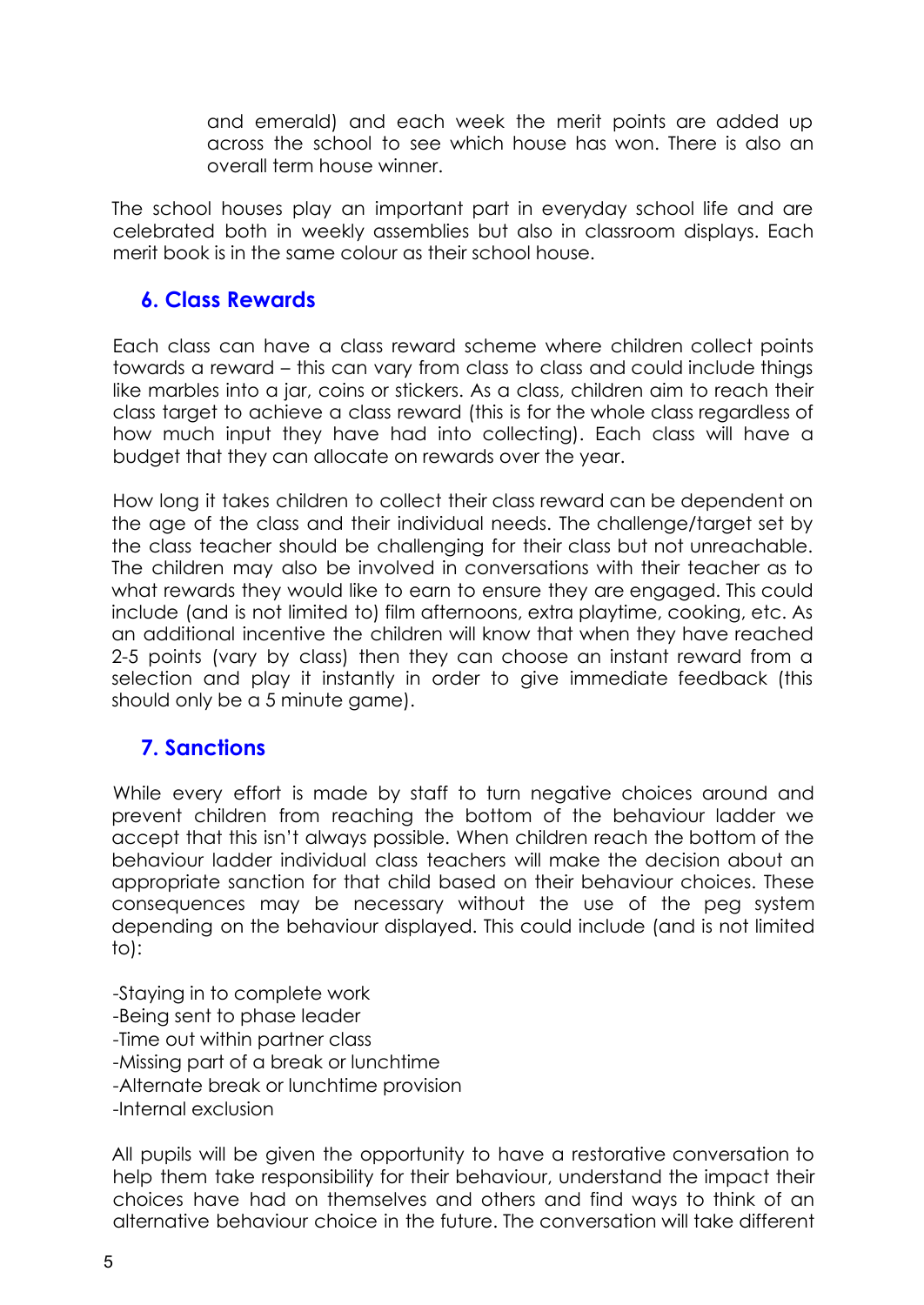and emerald) and each week the merit points are added up across the school to see which house has won. There is also an overall term house winner.

The school houses play an important part in everyday school life and are celebrated both in weekly assemblies but also in classroom displays. Each merit book is in the same colour as their school house.

## 6. Class Rewards

Each class can have a class reward scheme where children collect points towards a reward – this can vary from class to class and could include things like marbles into a jar, coins or stickers. As a class, children aim to reach their class target to achieve a class reward (this is for the whole class regardless of how much input they have had into collecting). Each class will have a budget that they can allocate on rewards over the year.

How long it takes children to collect their class reward can be dependent on the age of the class and their individual needs. The challenge/target set by the class teacher should be challenging for their class but not unreachable. The children may also be involved in conversations with their teacher as to what rewards they would like to earn to ensure they are engaged. This could include (and is not limited to) film afternoons, extra playtime, cooking, etc. As an additional incentive the children will know that when they have reached 2-5 points (vary by class) then they can choose an instant reward from a selection and play it instantly in order to give immediate feedback (this should only be a 5 minute game).

## 7. Sanctions

While every effort is made by staff to turn negative choices around and prevent children from reaching the bottom of the behaviour ladder we accept that this isn't always possible. When children reach the bottom of the behaviour ladder individual class teachers will make the decision about an appropriate sanction for that child based on their behaviour choices. These consequences may be necessary without the use of the peg system depending on the behaviour displayed. This could include (and is not limited to):

-Staying in to complete work
-Being sent to phase leader
-Time out within partner class
-Missing part of a break or lunchtime
-Alternate break or lunchtime provision
-Internal exclusion

All pupils will be given the opportunity to have a restorative conversation to help them take responsibility for their behaviour, understand the impact their choices have had on themselves and others and find ways to think of an alternative behaviour choice in the future. The conversation will take different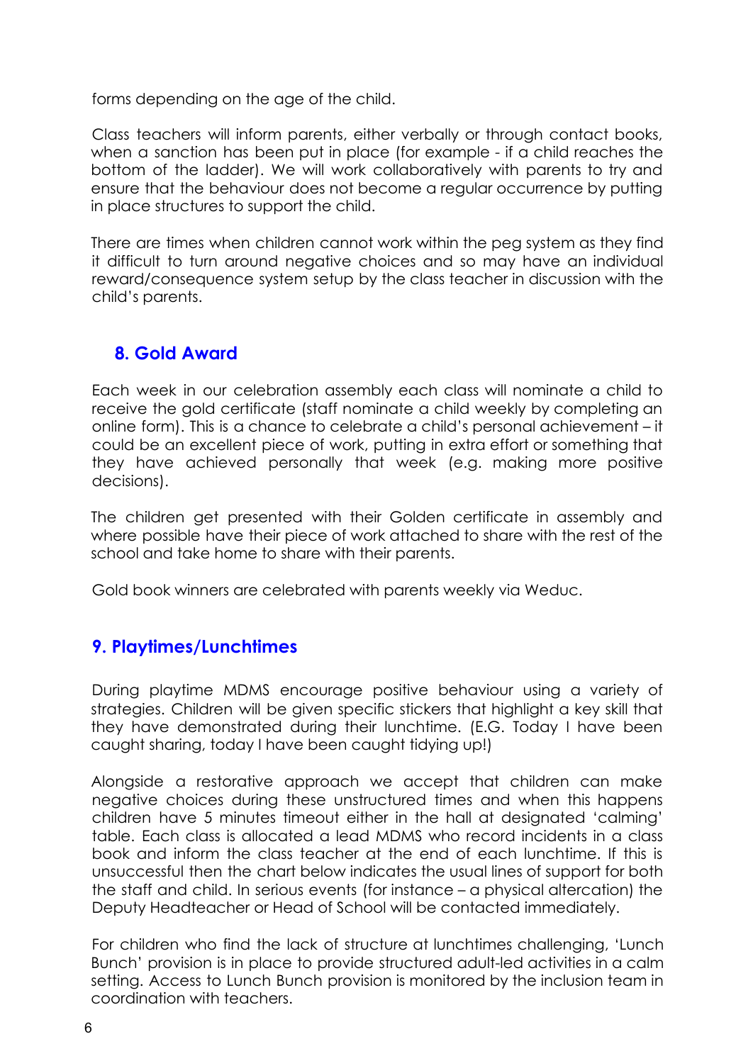forms depending on the age of the child.

Class teachers will inform parents, either verbally or through contact books, when a sanction has been put in place (for example - if a child reaches the bottom of the ladder). We will work collaboratively with parents to try and ensure that the behaviour does not become a regular occurrence by putting in place structures to support the child.

There are times when children cannot work within the peg system as they find it difficult to turn around negative choices and so may have an individual reward/consequence system setup by the class teacher in discussion with the child's parents.

## 8. Gold Award

Each week in our celebration assembly each class will nominate a child to receive the gold certificate (staff nominate a child weekly by completing an online form). This is a chance to celebrate a child's personal achievement – it could be an excellent piece of work, putting in extra effort or something that they have achieved personally that week (e.g. making more positive decisions).

The children get presented with their Golden certificate in assembly and where possible have their piece of work attached to share with the rest of the school and take home to share with their parents.

Gold book winners are celebrated with parents weekly via Weduc.

## 9. Playtimes/Lunchtimes

During playtime MDMS encourage positive behaviour using a variety of strategies. Children will be given specific stickers that highlight a key skill that they have demonstrated during their lunchtime. (E.G. Today I have been caught sharing, today I have been caught tidying up!)

Alongside a restorative approach we accept that children can make negative choices during these unstructured times and when this happens children have 5 minutes timeout either in the hall at designated 'calming' table. Each class is allocated a lead MDMS who record incidents in a class book and inform the class teacher at the end of each lunchtime. If this is unsuccessful then the chart below indicates the usual lines of support for both the staff and child. In serious events (for instance – a physical altercation) the Deputy Headteacher or Head of School will be contacted immediately.

For children who find the lack of structure at lunchtimes challenging, 'Lunch Bunch' provision is in place to provide structured adult-led activities in a calm setting. Access to Lunch Bunch provision is monitored by the inclusion team in coordination with teachers.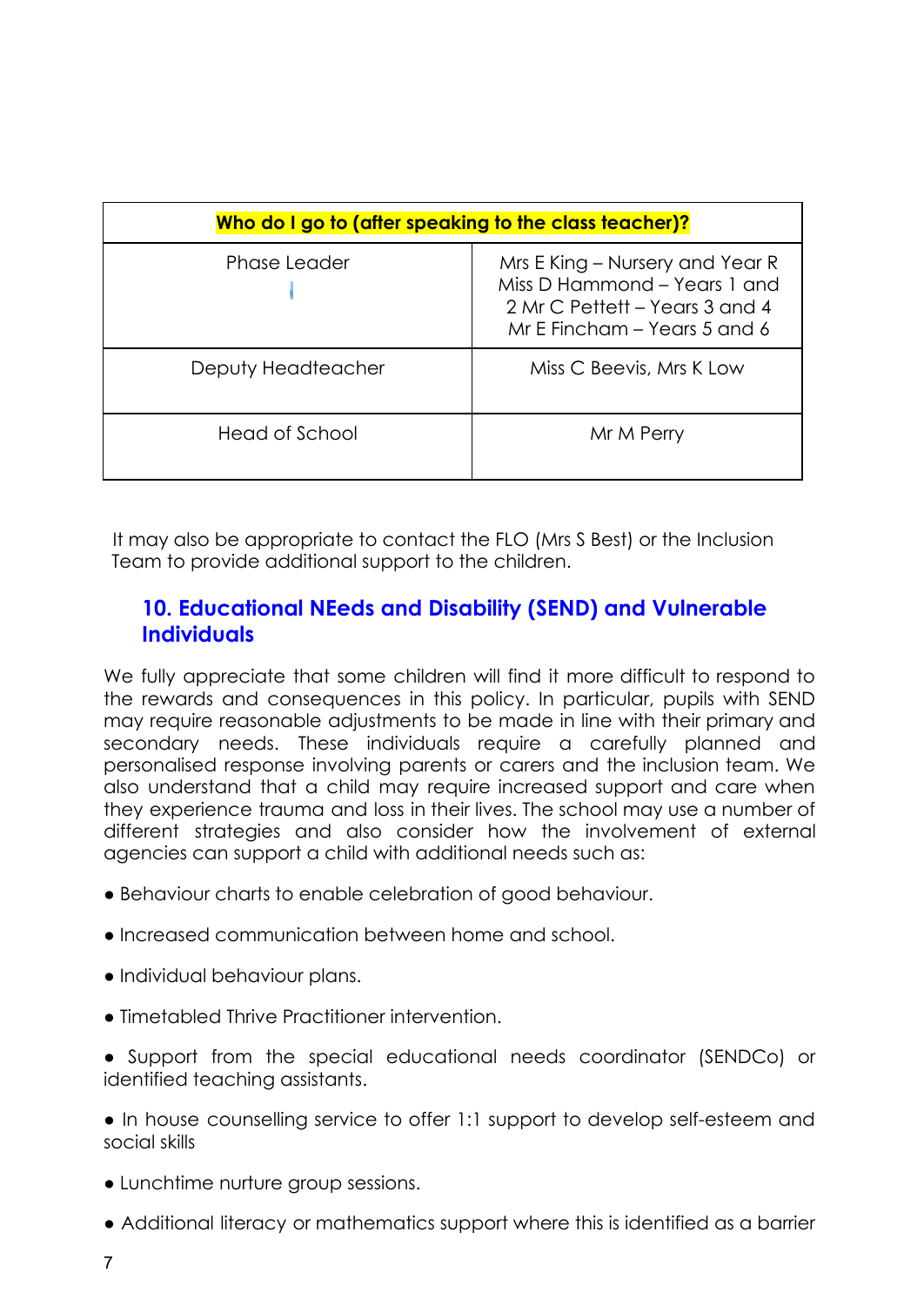| Who do I go to (after speaking to the class teacher)? | |
| --- | --- |
| Phase Leader | Mrs E King – Nursery and Year R Miss D Hammond – Years 1 and 2 Mr C Pettett – Years 3 and 4 Mr E Fincham – Years 5 and 6 |
| Deputy Headteacher | Miss C Beevis, Mrs K Low |
| Head of School | Mr M Perry |

It may also be appropriate to contact the FLO (Mrs S Best) or the Inclusion Team to provide additional support to the children.

## 10. Educational NEeds and Disability (SEND) and Vulnerable Individuals

We fully appreciate that some children will find it more difficult to respond to the rewards and consequences in this policy. In particular, pupils with SEND may require reasonable adjustments to be made in line with their primary and secondary needs. These individuals require a carefully planned and personalised response involving parents or carers and the inclusion team. We also understand that a child may require increased support and care when they experience trauma and loss in their lives. The school may use a number of different strategies and also consider how the involvement of external agencies can support a child with additional needs such as:

- Behaviour charts to enable celebration of good behaviour.
- Increased communication between home and school.
- Individual behaviour plans.
- Timetabled Thrive Practitioner intervention.
- Support from the special educational needs coordinator (SENDCo) or identified teaching assistants.
- In house counselling service to offer 1:1 support to develop self-esteem and social skills
- Lunchtime nurture group sessions.
- Additional literacy or mathematics support where this is identified as a barrier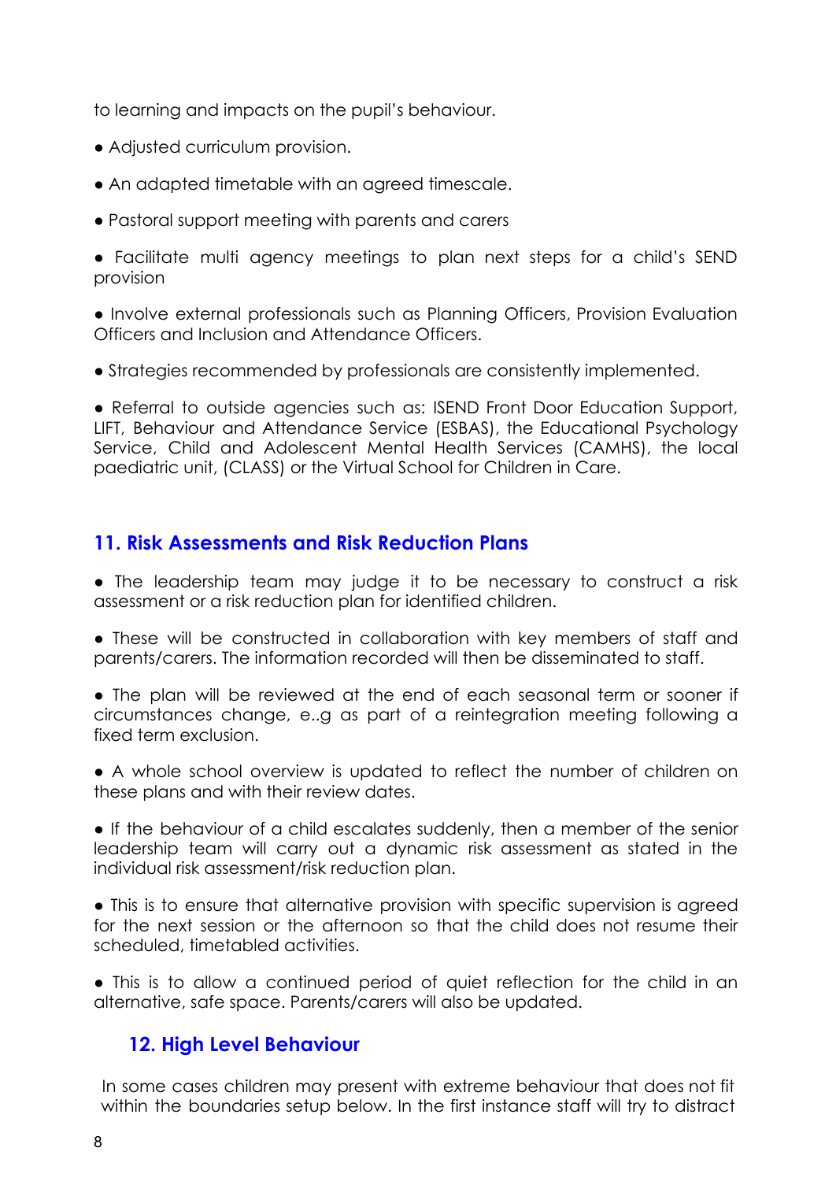to learning and impacts on the pupil's behaviour.

- Adjusted curriculum provision.
- An adapted timetable with an agreed timescale.
- Pastoral support meeting with parents and carers
- Facilitate multi agency meetings to plan next steps for a child's SEND provision
- Involve external professionals such as Planning Officers, Provision Evaluation Officers and Inclusion and Attendance Officers.
- Strategies recommended by professionals are consistently implemented.
- Referral to outside agencies such as: ISEND Front Door Education Support, LIFT, Behaviour and Attendance Service (ESBAS), the Educational Psychology Service, Child and Adolescent Mental Health Services (CAMHS), the local paediatric unit, (CLASS) or the Virtual School for Children in Care.

## 11. Risk Assessments and Risk Reduction Plans

- The leadership team may judge it to be necessary to construct a risk assessment or a risk reduction plan for identified children.
- These will be constructed in collaboration with key members of staff and parents/carers. The information recorded will then be disseminated to staff.
- The plan will be reviewed at the end of each seasonal term or sooner if circumstances change, e..g as part of a reintegration meeting following a fixed term exclusion.
- A whole school overview is updated to reflect the number of children on these plans and with their review dates.
- If the behaviour of a child escalates suddenly, then a member of the senior leadership team will carry out a dynamic risk assessment as stated in the individual risk assessment/risk reduction plan.
- This is to ensure that alternative provision with specific supervision is agreed for the next session or the afternoon so that the child does not resume their scheduled, timetabled activities.
- This is to allow a continued period of quiet reflection for the child in an alternative, safe space. Parents/carers will also be updated.

## 12. High Level Behaviour

In some cases children may present with extreme behaviour that does not fit within the boundaries setup below. In the first instance staff will try to distract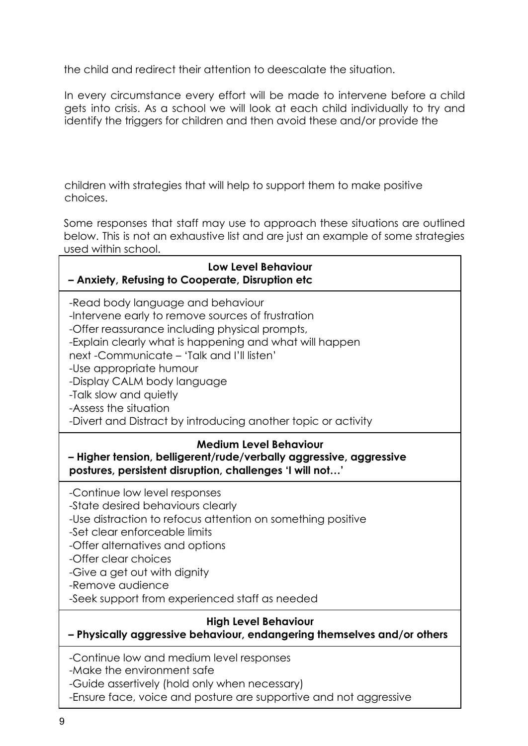the child and redirect their attention to deescalate the situation.

In every circumstance every effort will be made to intervene before a child gets into crisis. As a school we will look at each child individually to try and identify the triggers for children and then avoid these and/or provide the children with strategies that will help to support them to make positive choices.

Some responses that staff may use to approach these situations are outlined below. This is not an exhaustive list and are just an example of some strategies used within school.

| **Low Level Behaviour – Anxiety, Refusing to Cooperate, Disruption etc** |
|---|
| -Read body language and behaviour<br>-Intervene early to remove sources of frustration<br>-Offer reassurance including physical prompts,<br>-Explain clearly what is happening and what will happen next -Communicate – 'Talk and I'll listen'<br>-Use appropriate humour<br>-Display CALM body language<br>-Talk slow and quietly<br>-Assess the situation<br>-Divert and Distract by introducing another topic or activity |
| **Medium Level Behaviour – Higher tension, belligerent/rude/verbally aggressive, aggressive postures, persistent disruption, challenges 'I will not…'** |
| -Continue low level responses<br>-State desired behaviours clearly<br>-Use distraction to refocus attention on something positive<br>-Set clear enforceable limits<br>-Offer alternatives and options<br>-Offer clear choices<br>-Give a get out with dignity<br>-Remove audience<br>-Seek support from experienced staff as needed |
| **High Level Behaviour – Physically aggressive behaviour, endangering themselves and/or others** |
| -Continue low and medium level responses<br>-Make the environment safe<br>-Guide assertively (hold only when necessary)<br>-Ensure face, voice and posture are supportive and not aggressive |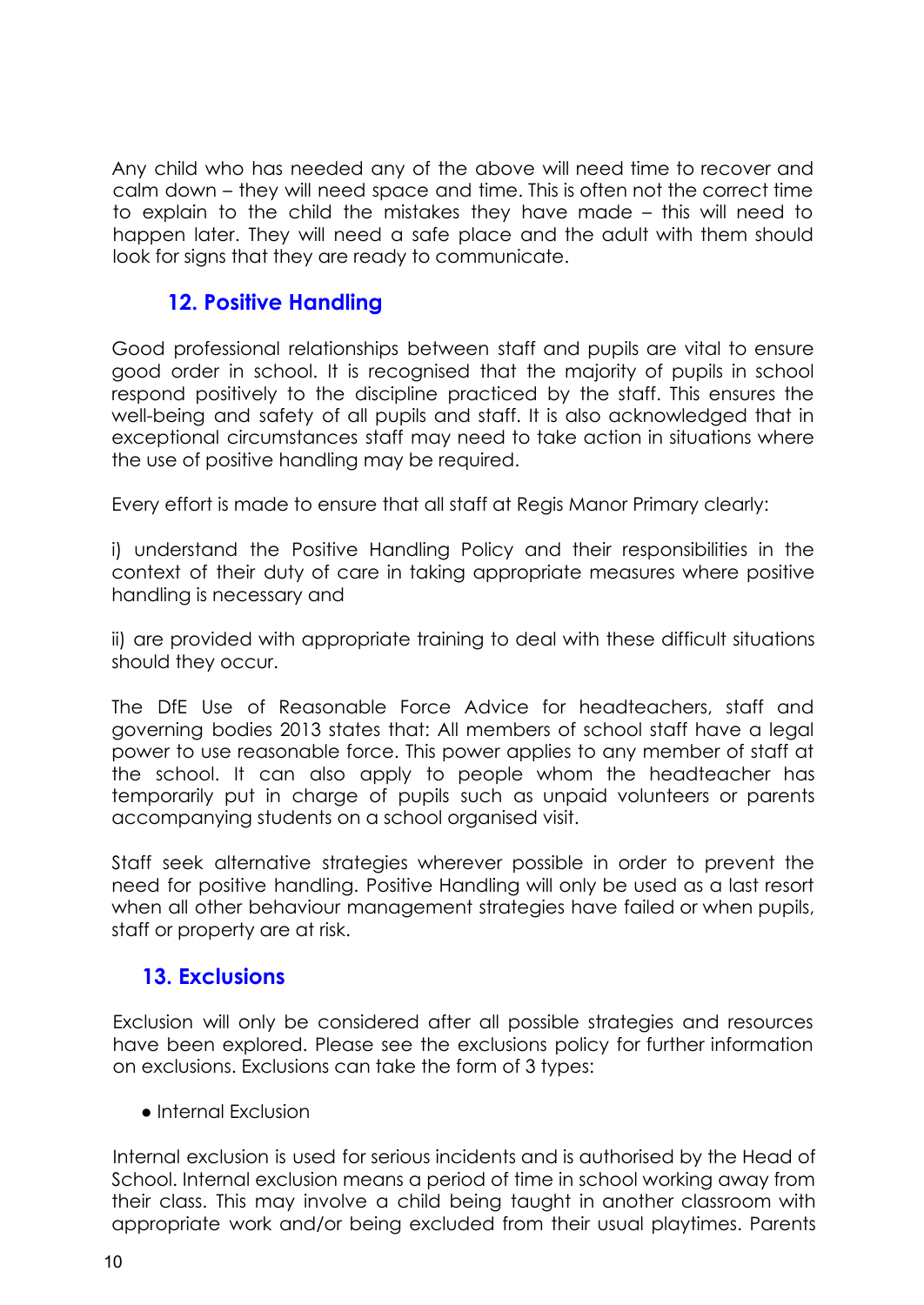Any child who has needed any of the above will need time to recover and calm down – they will need space and time. This is often not the correct time to explain to the child the mistakes they have made – this will need to happen later. They will need a safe place and the adult with them should look for signs that they are ready to communicate.

## 12. Positive Handling

Good professional relationships between staff and pupils are vital to ensure good order in school. It is recognised that the majority of pupils in school respond positively to the discipline practiced by the staff. This ensures the well-being and safety of all pupils and staff. It is also acknowledged that in exceptional circumstances staff may need to take action in situations where the use of positive handling may be required.

Every effort is made to ensure that all staff at Regis Manor Primary clearly:

i) understand the Positive Handling Policy and their responsibilities in the context of their duty of care in taking appropriate measures where positive handling is necessary and

ii) are provided with appropriate training to deal with these difficult situations should they occur.

The DfE Use of Reasonable Force Advice for headteachers, staff and governing bodies 2013 states that: All members of school staff have a legal power to use reasonable force. This power applies to any member of staff at the school. It can also apply to people whom the headteacher has temporarily put in charge of pupils such as unpaid volunteers or parents accompanying students on a school organised visit.

Staff seek alternative strategies wherever possible in order to prevent the need for positive handling. Positive Handling will only be used as a last resort when all other behaviour management strategies have failed or when pupils, staff or property are at risk.

## 13. Exclusions

Exclusion will only be considered after all possible strategies and resources have been explored. Please see the exclusions policy for further information on exclusions. Exclusions can take the form of 3 types:

- Internal Exclusion

Internal exclusion is used for serious incidents and is authorised by the Head of School. Internal exclusion means a period of time in school working away from their class. This may involve a child being taught in another classroom with appropriate work and/or being excluded from their usual playtimes. Parents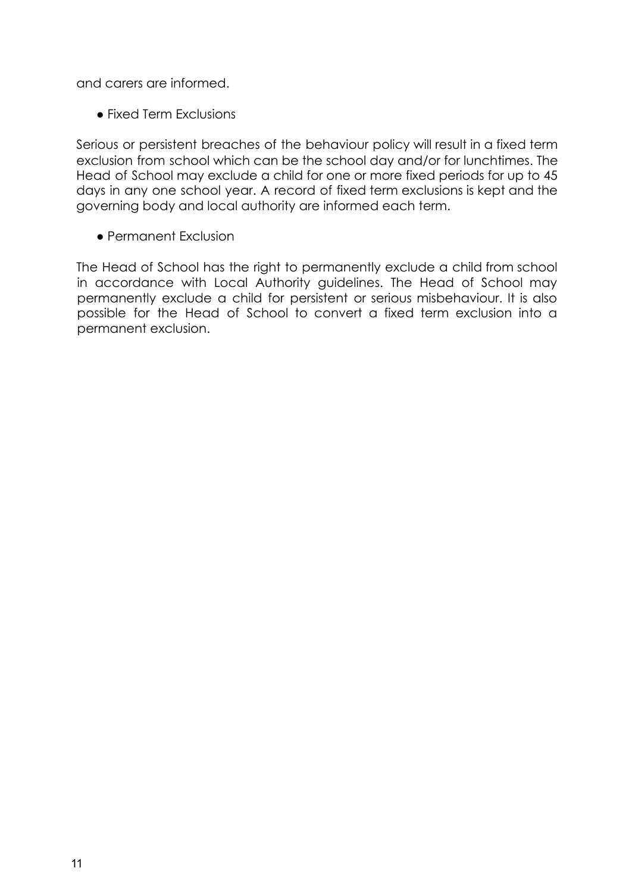and carers are informed.

- Fixed Term Exclusions

Serious or persistent breaches of the behaviour policy will result in a fixed term exclusion from school which can be the school day and/or for lunchtimes. The Head of School may exclude a child for one or more fixed periods for up to 45 days in any one school year. A record of fixed term exclusions is kept and the governing body and local authority are informed each term.

- Permanent Exclusion

The Head of School has the right to permanently exclude a child from school in accordance with Local Authority guidelines. The Head of School may permanently exclude a child for persistent or serious misbehaviour. It is also possible for the Head of School to convert a fixed term exclusion into a permanent exclusion.